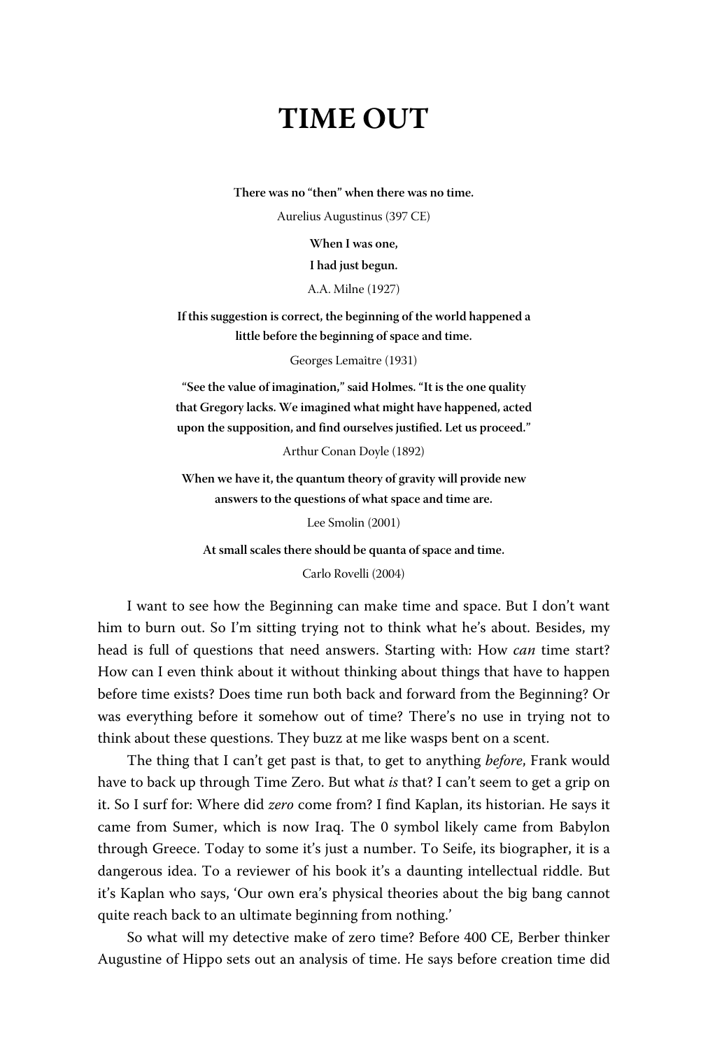# TIME OUT

**There was no "then" when there was no time.**

Aurelius Augustinus (397 CE)

**When I was one,**

**I had just begun.**

A.A. Milne (1927)

**If this suggestion is correct, the beginning of the world happened a little before the beginning of space and time.**

Georges Lemaître (1931)

**"See the value of imagination," said Holmes. "It is the one quality that Gregory lacks. We imagined what might have happened, acted upon the supposition, and find ourselves justified. Let us proceed."**

Arthur Conan Doyle (1892)

**When we have it, the quantum theory of gravity will provide new answers to the questions of what space and time are.**

Lee Smolin (2001)

**At small scales there should be quanta of space and time.**

Carlo Rovelli (2004)

I want to see how the Beginning can make time and space. But I don't want him to burn out. So I'm sitting trying not to think what he's about. Besides, my head is full of questions that need answers. Starting with: How *can* time start? How can I even think about it without thinking about things that have to happen before time exists? Does time run both back and forward from the Beginning? Or was everything before it somehow out of time? There's no use in trying not to think about these questions. They buzz at me like wasps bent on a scent.

The thing that I can't get past is that, to get to anything *before*, Frank would have to back up through Time Zero. But what *is* that? I can't seem to get a grip on it. So I surf for: Where did *zero* come from? I find Kaplan, its historian. He says it came from Sumer, which is now Iraq. The 0 symbol likely came from Babylon through Greece. Today to some it's just a number. To Seife, its biographer, it is a dangerous idea. To a reviewer of his book it's a daunting intellectual riddle. But it's Kaplan who says, 'Our own era's physical theories about the big bang cannot quite reach back to an ultimate beginning from nothing.'

So what will my detective make of zero time? Before 400 CE, Berber thinker Augustine of Hippo sets out an analysis of time. He says before creation time did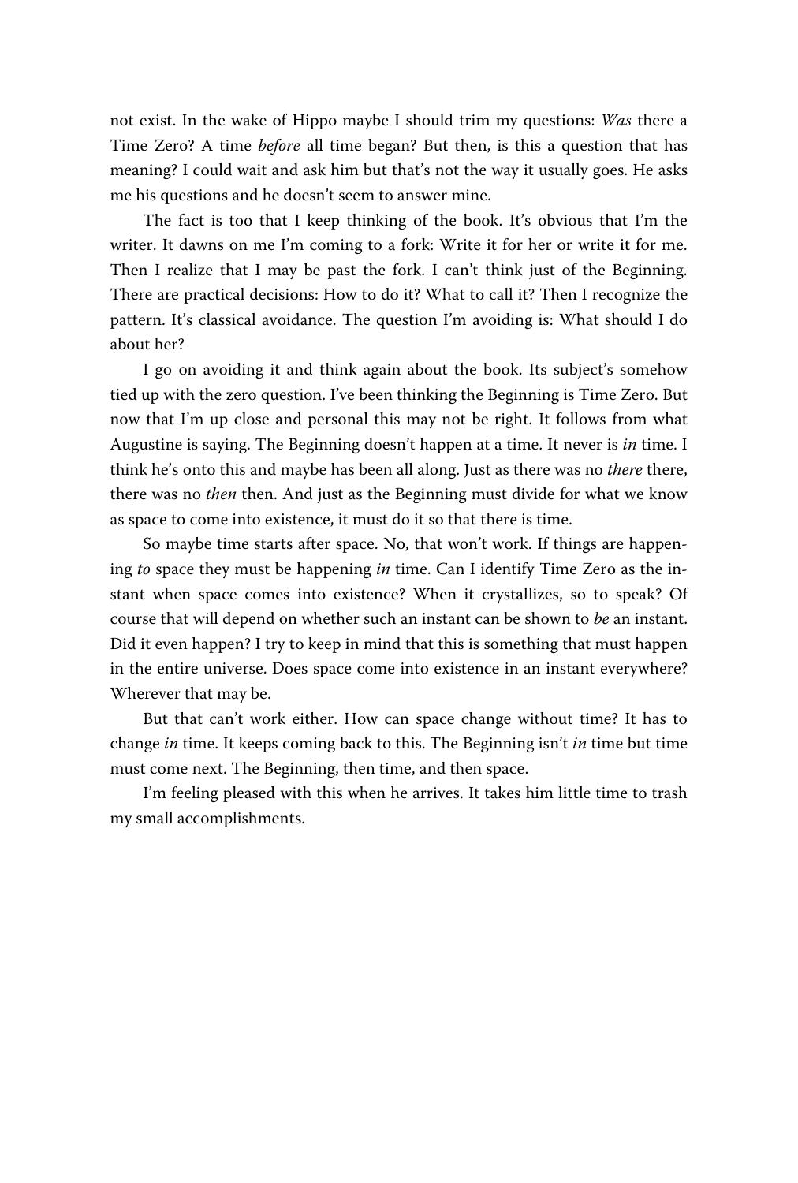not exist. In the wake of Hippo maybe I should trim my questions: *Was* there a Time Zero? A time *before* all time began? But then, is this a question that has meaning? I could wait and ask him but that's not the way it usually goes. He asks me his questions and he doesn't seem to answer mine.

The fact is too that I keep thinking of the book. It's obvious that I'm the writer. It dawns on me I'm coming to a fork: Write it for her or write it for me. Then I realize that I may be past the fork. I can't think just of the Beginning. There are practical decisions: How to do it? What to call it? Then I recognize the pattern. It's classical avoidance. The question I'm avoiding is: What should I do about her?

I go on avoiding it and think again about the book. Its subject's somehow tied up with the zero question. I've been thinking the Beginning is Time Zero. But now that I'm up close and personal this may not be right. It follows from what Augustine is saying. The Beginning doesn't happen at a time. It never is *in* time. I think he's onto this and maybe has been all along. Just as there was no *there* there, there was no *then* then. And just as the Beginning must divide for what we know as space to come into existence, it must do it so that there is time.

So maybe time starts after space. No, that won't work. If things are happening *to* space they must be happening *in* time. Can I identify Time Zero as the instant when space comes into existence? When it crystallizes, so to speak? Of course that will depend on whether such an instant can be shown to *be* an instant. Did it even happen? I try to keep in mind that this is something that must happen in the entire universe. Does space come into existence in an instant everywhere? Wherever that may be.

But that can't work either. How can space change without time? It has to change *in* time. It keeps coming back to this. The Beginning isn't *in* time but time must come next. The Beginning, then time, and then space.

I'm feeling pleased with this when he arrives. It takes him little time to trash my small accomplishments.